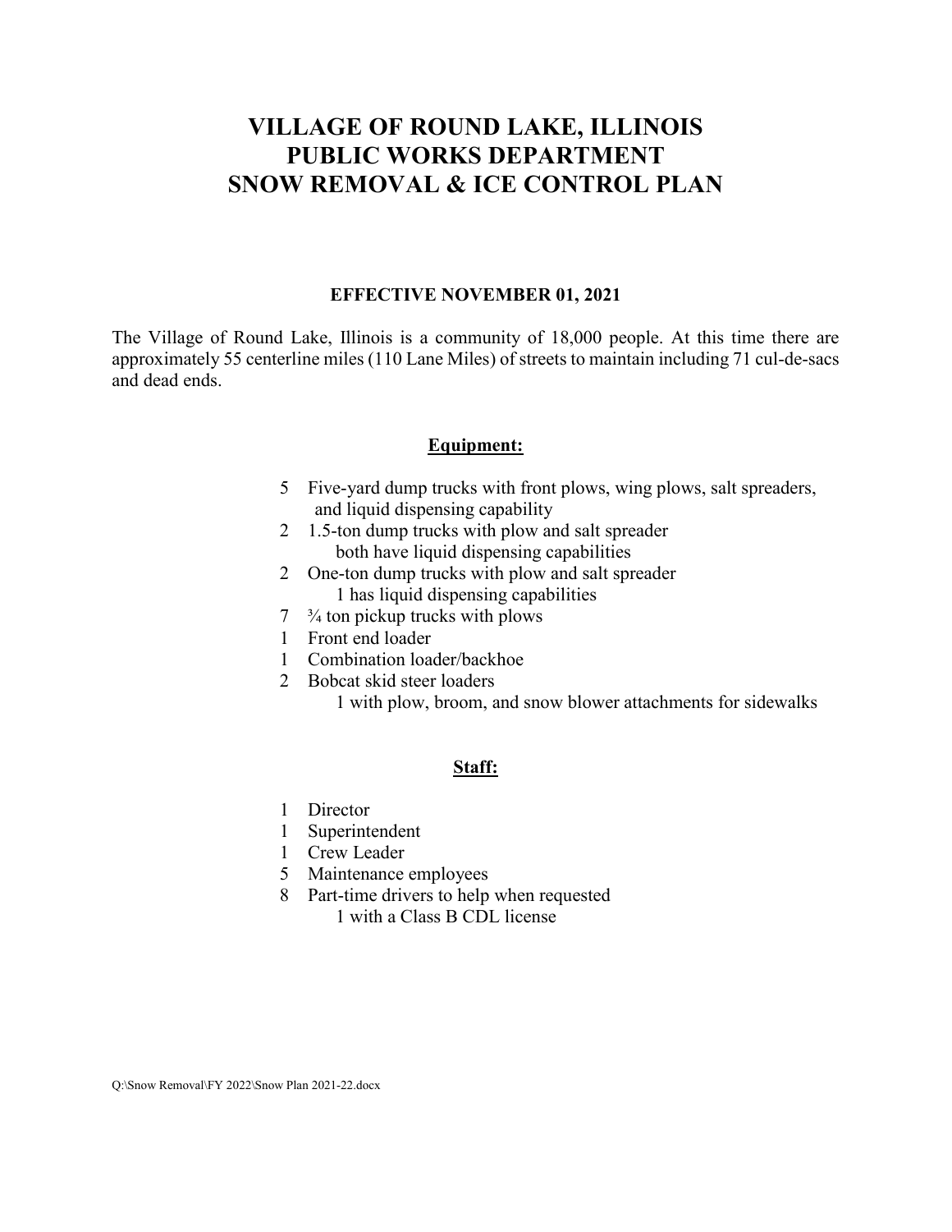# VILLAGE OF ROUND LAKE, ILLINOIS
# PUBLIC WORKS DEPARTMENT
# SNOW REMOVAL & ICE CONTROL PLAN

**EFFECTIVE NOVEMBER 01, 2021**

The Village of Round Lake, Illinois is a community of 18,000 people. At this time there are approximately 55 centerline miles (110 Lane Miles) of streets to maintain including 71 cul-de-sacs and dead ends.

## Equipment:

- 5 Five-yard dump trucks with front plows, wing plows, salt spreaders, and liquid dispensing capability
- 2 1.5-ton dump trucks with plow and salt spreader
  - both have liquid dispensing capabilities
- 2 One-ton dump trucks with plow and salt spreader
  - 1 has liquid dispensing capabilities
- 7 ¾ ton pickup trucks with plows
- 1 Front end loader
- 1 Combination loader/backhoe
- 2 Bobcat skid steer loaders
  - 1 with plow, broom, and snow blower attachments for sidewalks

## Staff:

- 1 Director
- 1 Superintendent
- 1 Crew Leader
- 5 Maintenance employees
- 8 Part-time drivers to help when requested
  - 1 with a Class B CDL license

Q:\Snow Removal\FY 2022\Snow Plan 2021-22.docx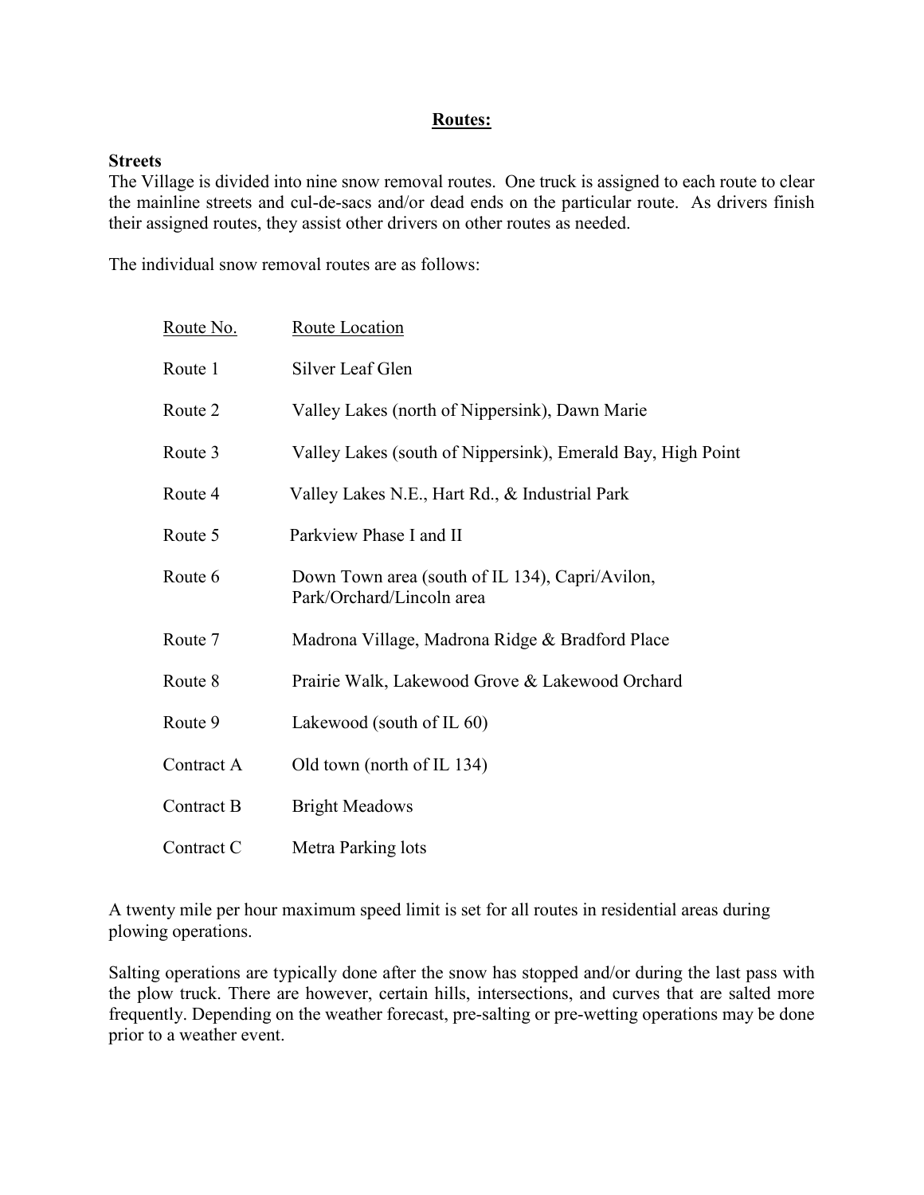## Routes:

**Streets**

The Village is divided into nine snow removal routes. One truck is assigned to each route to clear the mainline streets and cul-de-sacs and/or dead ends on the particular route. As drivers finish their assigned routes, they assist other drivers on other routes as needed.

The individual snow removal routes are as follows:

| Route No. | Route Location |
|---|---|
| Route 1 | Silver Leaf Glen |
| Route 2 | Valley Lakes (north of Nippersink), Dawn Marie |
| Route 3 | Valley Lakes (south of Nippersink), Emerald Bay, High Point |
| Route 4 | Valley Lakes N.E., Hart Rd., & Industrial Park |
| Route 5 | Parkview Phase I and II |
| Route 6 | Down Town area (south of IL 134), Capri/Avilon, Park/Orchard/Lincoln area |
| Route 7 | Madrona Village, Madrona Ridge & Bradford Place |
| Route 8 | Prairie Walk, Lakewood Grove & Lakewood Orchard |
| Route 9 | Lakewood (south of IL 60) |
| Contract A | Old town (north of IL 134) |
| Contract B | Bright Meadows |
| Contract C | Metra Parking lots |

A twenty mile per hour maximum speed limit is set for all routes in residential areas during plowing operations.

Salting operations are typically done after the snow has stopped and/or during the last pass with the plow truck. There are however, certain hills, intersections, and curves that are salted more frequently. Depending on the weather forecast, pre-salting or pre-wetting operations may be done prior to a weather event.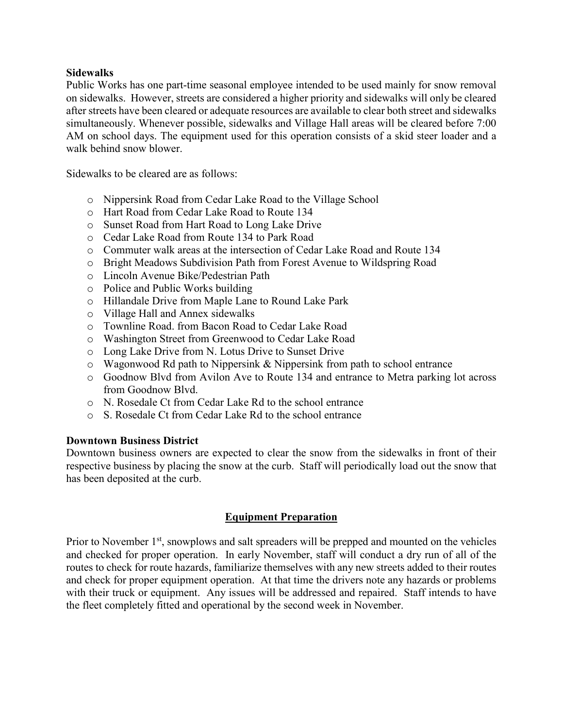**Sidewalks**

Public Works has one part-time seasonal employee intended to be used mainly for snow removal on sidewalks. However, streets are considered a higher priority and sidewalks will only be cleared after streets have been cleared or adequate resources are available to clear both street and sidewalks simultaneously. Whenever possible, sidewalks and Village Hall areas will be cleared before 7:00 AM on school days. The equipment used for this operation consists of a skid steer loader and a walk behind snow blower.

Sidewalks to be cleared are as follows:

- Nippersink Road from Cedar Lake Road to the Village School
- Hart Road from Cedar Lake Road to Route 134
- Sunset Road from Hart Road to Long Lake Drive
- Cedar Lake Road from Route 134 to Park Road
- Commuter walk areas at the intersection of Cedar Lake Road and Route 134
- Bright Meadows Subdivision Path from Forest Avenue to Wildspring Road
- Lincoln Avenue Bike/Pedestrian Path
- Police and Public Works building
- Hillandale Drive from Maple Lane to Round Lake Park
- Village Hall and Annex sidewalks
- Townline Road. from Bacon Road to Cedar Lake Road
- Washington Street from Greenwood to Cedar Lake Road
- Long Lake Drive from N. Lotus Drive to Sunset Drive
- Wagonwood Rd path to Nippersink & Nippersink from path to school entrance
- Goodnow Blvd from Avilon Ave to Route 134 and entrance to Metra parking lot across from Goodnow Blvd.
- N. Rosedale Ct from Cedar Lake Rd to the school entrance
- S. Rosedale Ct from Cedar Lake Rd to the school entrance

**Downtown Business District**

Downtown business owners are expected to clear the snow from the sidewalks in front of their respective business by placing the snow at the curb. Staff will periodically load out the snow that has been deposited at the curb.

## Equipment Preparation

Prior to November 1st, snowplows and salt spreaders will be prepped and mounted on the vehicles and checked for proper operation. In early November, staff will conduct a dry run of all of the routes to check for route hazards, familiarize themselves with any new streets added to their routes and check for proper equipment operation. At that time the drivers note any hazards or problems with their truck or equipment. Any issues will be addressed and repaired. Staff intends to have the fleet completely fitted and operational by the second week in November.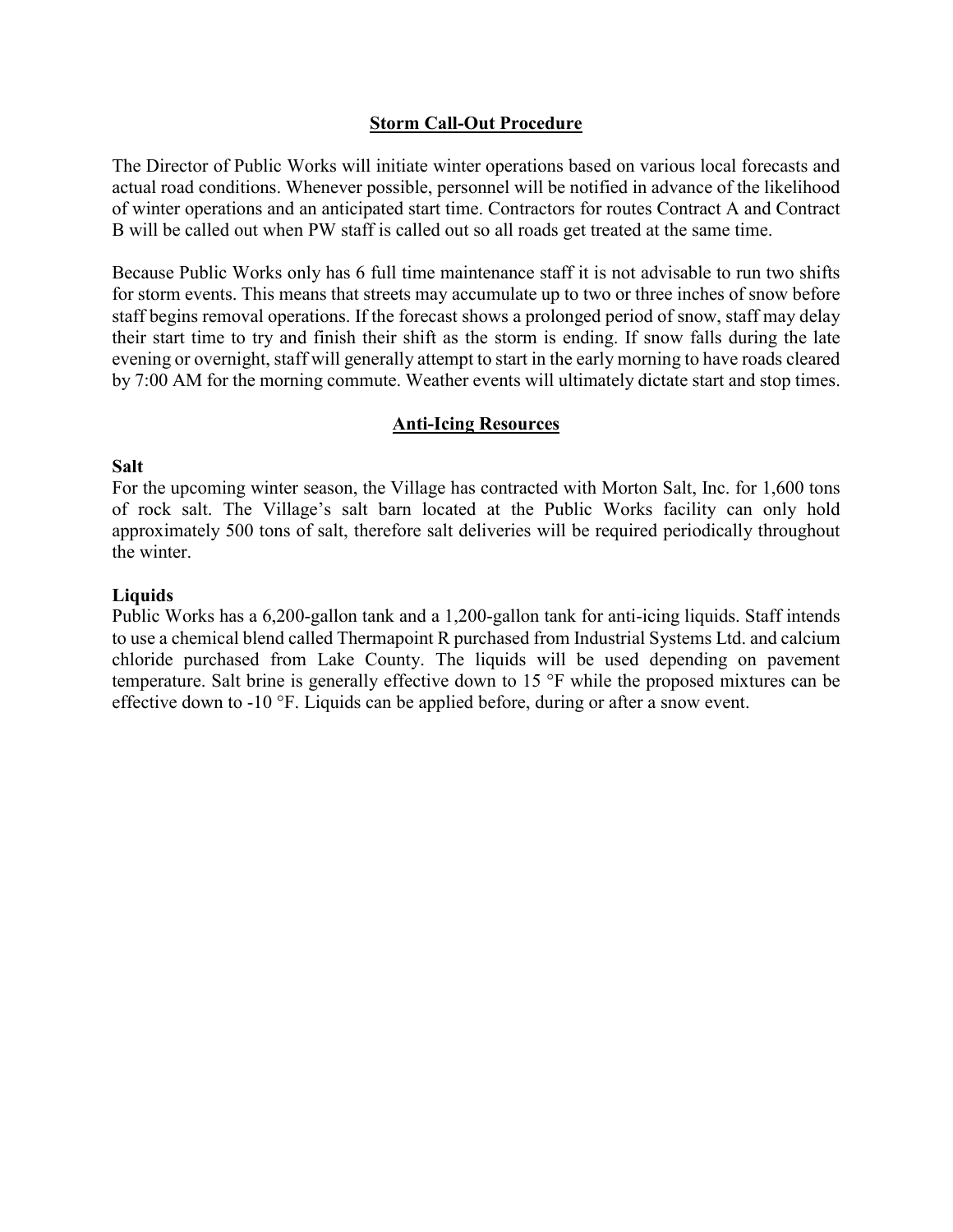## Storm Call-Out Procedure

The Director of Public Works will initiate winter operations based on various local forecasts and actual road conditions. Whenever possible, personnel will be notified in advance of the likelihood of winter operations and an anticipated start time. Contractors for routes Contract A and Contract B will be called out when PW staff is called out so all roads get treated at the same time.

Because Public Works only has 6 full time maintenance staff it is not advisable to run two shifts for storm events. This means that streets may accumulate up to two or three inches of snow before staff begins removal operations. If the forecast shows a prolonged period of snow, staff may delay their start time to try and finish their shift as the storm is ending. If snow falls during the late evening or overnight, staff will generally attempt to start in the early morning to have roads cleared by 7:00 AM for the morning commute. Weather events will ultimately dictate start and stop times.

## Anti-Icing Resources

**Salt**

For the upcoming winter season, the Village has contracted with Morton Salt, Inc. for 1,600 tons of rock salt. The Village's salt barn located at the Public Works facility can only hold approximately 500 tons of salt, therefore salt deliveries will be required periodically throughout the winter.

**Liquids**

Public Works has a 6,200-gallon tank and a 1,200-gallon tank for anti-icing liquids. Staff intends to use a chemical blend called Thermapoint R purchased from Industrial Systems Ltd. and calcium chloride purchased from Lake County. The liquids will be used depending on pavement temperature. Salt brine is generally effective down to 15 °F while the proposed mixtures can be effective down to -10 °F. Liquids can be applied before, during or after a snow event.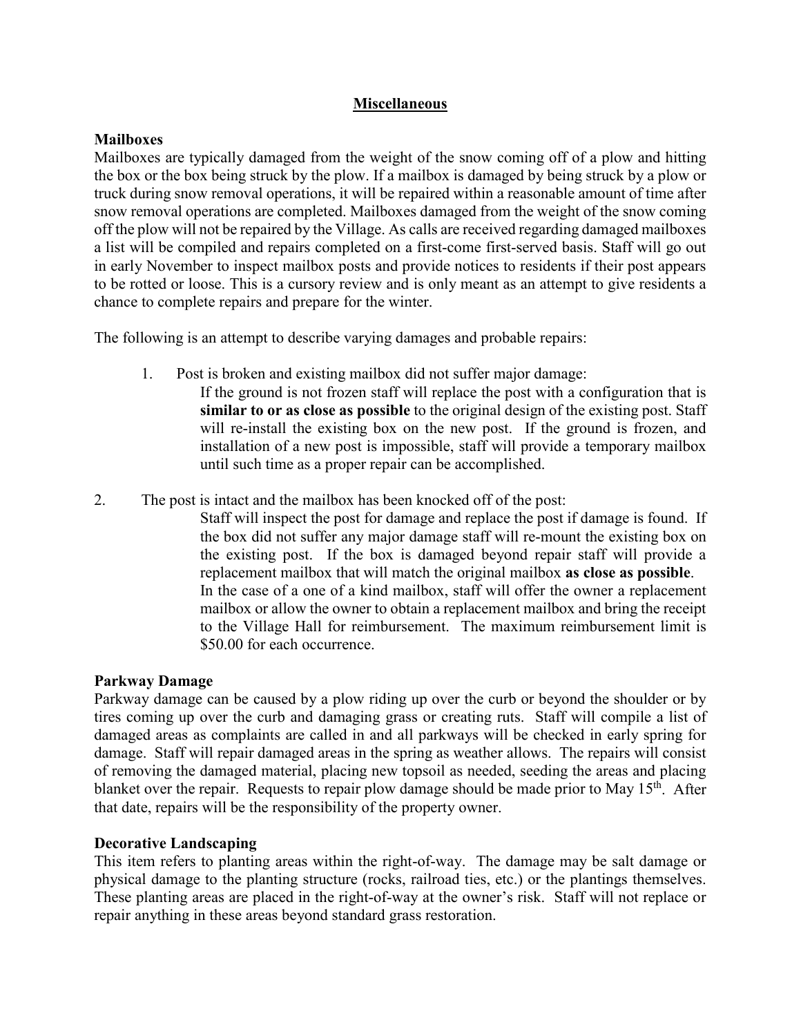## Miscellaneous

### Mailboxes

Mailboxes are typically damaged from the weight of the snow coming off of a plow and hitting the box or the box being struck by the plow. If a mailbox is damaged by being struck by a plow or truck during snow removal operations, it will be repaired within a reasonable amount of time after snow removal operations are completed. Mailboxes damaged from the weight of the snow coming off the plow will not be repaired by the Village. As calls are received regarding damaged mailboxes a list will be compiled and repairs completed on a first-come first-served basis. Staff will go out in early November to inspect mailbox posts and provide notices to residents if their post appears to be rotted or loose. This is a cursory review and is only meant as an attempt to give residents a chance to complete repairs and prepare for the winter.

The following is an attempt to describe varying damages and probable repairs:

1. Post is broken and existing mailbox did not suffer major damage:
   If the ground is not frozen staff will replace the post with a configuration that is **similar to or as close as possible** to the original design of the existing post. Staff will re-install the existing box on the new post. If the ground is frozen, and installation of a new post is impossible, staff will provide a temporary mailbox until such time as a proper repair can be accomplished.

2. The post is intact and the mailbox has been knocked off of the post:
   Staff will inspect the post for damage and replace the post if damage is found. If the box did not suffer any major damage staff will re-mount the existing box on the existing post. If the box is damaged beyond repair staff will provide a replacement mailbox that will match the original mailbox **as close as possible**.
   In the case of a one of a kind mailbox, staff will offer the owner a replacement mailbox or allow the owner to obtain a replacement mailbox and bring the receipt to the Village Hall for reimbursement. The maximum reimbursement limit is $50.00 for each occurrence.

### Parkway Damage

Parkway damage can be caused by a plow riding up over the curb or beyond the shoulder or by tires coming up over the curb and damaging grass or creating ruts. Staff will compile a list of damaged areas as complaints are called in and all parkways will be checked in early spring for damage. Staff will repair damaged areas in the spring as weather allows. The repairs will consist of removing the damaged material, placing new topsoil as needed, seeding the areas and placing blanket over the repair. Requests to repair plow damage should be made prior to May 15th. After that date, repairs will be the responsibility of the property owner.

### Decorative Landscaping

This item refers to planting areas within the right-of-way. The damage may be salt damage or physical damage to the planting structure (rocks, railroad ties, etc.) or the plantings themselves. These planting areas are placed in the right-of-way at the owner's risk. Staff will not replace or repair anything in these areas beyond standard grass restoration.